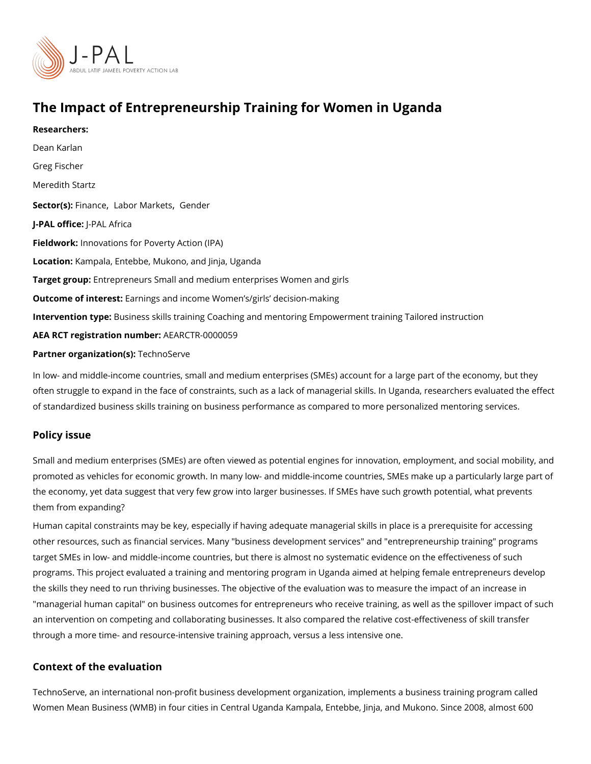# The Impact of Entrepreneurship Training for Women in Uganda

**Researchers:**

Dean Karlan

Greg Fischer

Meredith Startz

**Sector(s):** Finance, Labor Markets, Gender

**J-PAL office:** J-PAL Africa

**Fieldwork:** Innovations for Poverty Action (IPA)

**Location:** Kampala, Entebbe, Mukono, and Jinja, Uganda

**Target group:** Entrepreneurs Small and medium enterprises Women and girls

**Outcome of interest:** Earnings and income Women's/girls' decision-making

**Intervention type:** Business skills training Coaching and mentoring Empowerment training Tailored instruction

**AEA RCT registration number:** AEARCTR-0000059

**Partner organization(s):** TechnoServe

In low- and middle-income countries, small and medium enterprises (SMEs) account for a large part of the economy, but they often struggle to expand in the face of constraints, such as a lack of managerial skills. In Uganda, researchers evaluated the effect of standardized business skills training on business performance as compared to more personalized mentoring services.

## Policy issue

Small and medium enterprises (SMEs) are often viewed as potential engines for innovation, employment, and social mobility, and promoted as vehicles for economic growth. In many low- and middle-income countries, SMEs make up a particularly large part of the economy, yet data suggest that very few grow into larger businesses. If SMEs have such growth potential, what prevents them from expanding?

Human capital constraints may be key, especially if having adequate managerial skills in place is a prerequisite for accessing other resources, such as financial services. Many "business development services" and "entrepreneurship training" programs target SMEs in low- and middle-income countries, but there is almost no systematic evidence on the effectiveness of such programs. This project evaluated a training and mentoring program in Uganda aimed at helping female entrepreneurs develop the skills they need to run thriving businesses. The objective of the evaluation was to measure the impact of an increase in "managerial human capital" on business outcomes for entrepreneurs who receive training, as well as the spillover impact of such an intervention on competing and collaborating businesses. It also compared the relative cost-effectiveness of skill transfer through a more time- and resource-intensive training approach, versus a less intensive one.

## Context of the evaluation

TechnoServe, an international non-profit business development organization, implements a business training program called Women Mean Business (WMB) in four cities in Central Uganda Kampala, Entebbe, Jinja, and Mukono. Since 2008, almost 600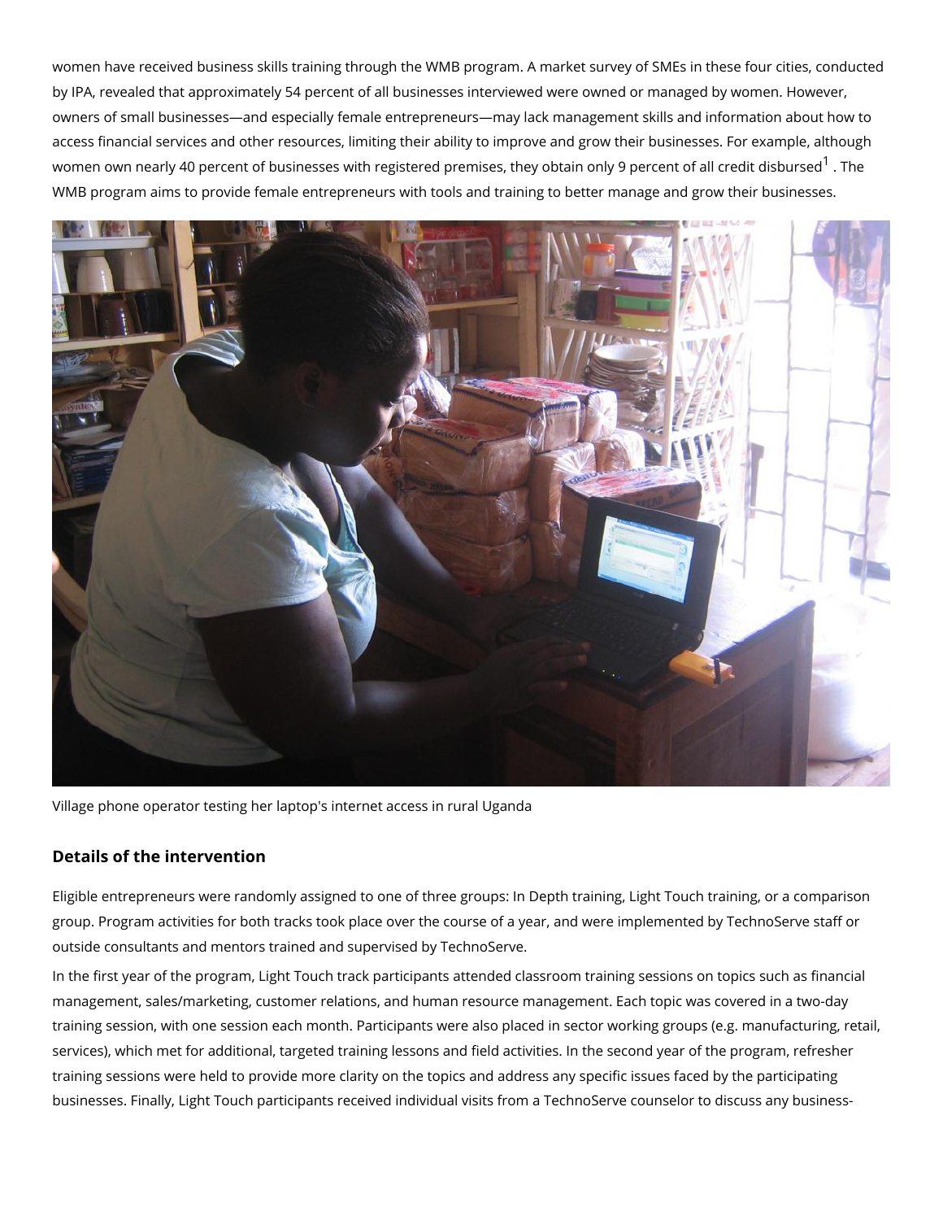women have received business skills training through the WMB program. A market survey of SMEs in these four cities, conducted by IPA, revealed that approximately 54 percent of all businesses interviewed were owned or managed by women. However, owners of small businesses—and especially female entrepreneurs—may lack management skills and information about how to access financial services and other resources, limiting their ability to improve and grow their businesses. For example, although women own nearly 40 percent of businesses with registered premises, they obtain only 9 percent of all credit disbursed[1] . The WMB program aims to provide female entrepreneurs with tools and training to better manage and grow their businesses.

Village phone operator testing her laptop's internet access in rural Uganda

## Details of the intervention

Eligible entrepreneurs were randomly assigned to one of three groups: In Depth training, Light Touch training, or a comparison group. Program activities for both tracks took place over the course of a year, and were implemented by TechnoServe staff or outside consultants and mentors trained and supervised by TechnoServe.

In the first year of the program, Light Touch track participants attended classroom training sessions on topics such as financial management, sales/marketing, customer relations, and human resource management. Each topic was covered in a two-day training session, with one session each month. Participants were also placed in sector working groups (e.g. manufacturing, retail, services), which met for additional, targeted training lessons and field activities. In the second year of the program, refresher training sessions were held to provide more clarity on the topics and address any specific issues faced by the participating businesses. Finally, Light Touch participants received individual visits from a TechnoServe counselor to discuss any business-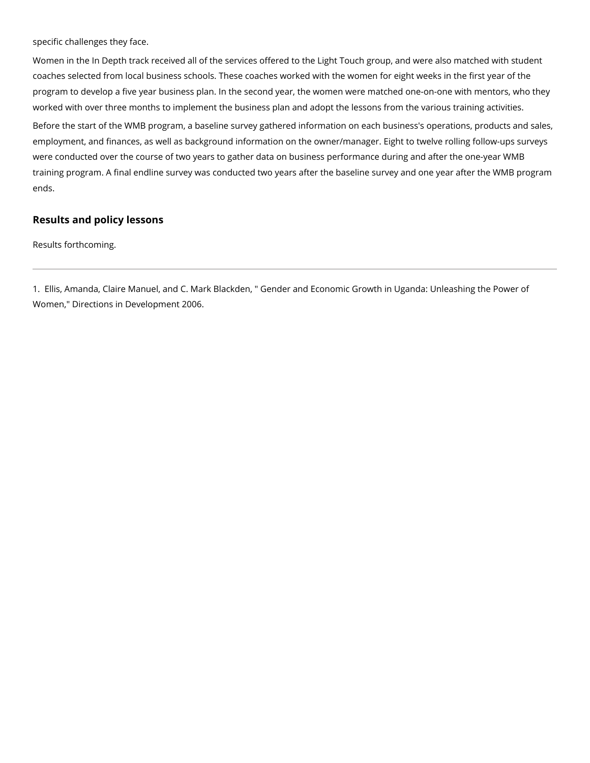specific challenges they face.

Women in the In Depth track received all of the services offered to the Light Touch group, and were also matched with student coaches selected from local business schools. These coaches worked with the women for eight weeks in the first year of the program to develop a five year business plan. In the second year, the women were matched one-on-one with mentors, who they worked with over three months to implement the business plan and adopt the lessons from the various training activities.

Before the start of the WMB program, a baseline survey gathered information on each business's operations, products and sales, employment, and finances, as well as background information on the owner/manager. Eight to twelve rolling follow-ups surveys were conducted over the course of two years to gather data on business performance during and after the one-year WMB training program. A final endline survey was conducted two years after the baseline survey and one year after the WMB program ends.

### Results and policy lessons

Results forthcoming.

---

1. Ellis, Amanda, Claire Manuel, and C. Mark Blackden, " Gender and Economic Growth in Uganda: Unleashing the Power of Women," Directions in Development 2006.